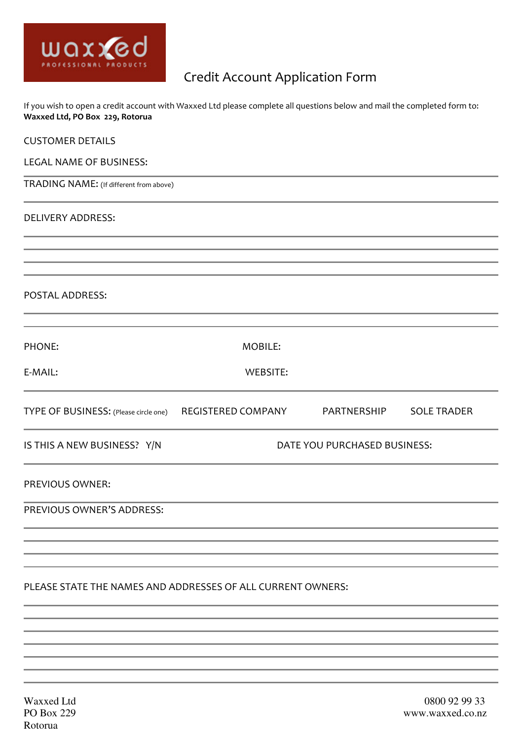waxxed PROFESSIONAL PRODUCTS

# Credit Account Application Form

If you wish to open a credit account with Waxxed Ltd please complete all questions below and mail the completed form to: **Waxxed Ltd, PO Box 229, Rotorua**

## CUSTOMER DETAILS

LEGAL NAME OF BUSINESS:

TRADING NAME: (If different from above)

DELIVERY ADDRESS:

POSTAL ADDRESS:

PHONE: MOBILE:

E-MAIL: WEBSITE:

TYPE OF BUSINESS: (Please circle one) REGISTERED COMPANY PARTNERSHIP SOLE TRADER

IS THIS A NEW BUSINESS? Y/N DATE YOU PURCHASED BUSINESS:

PREVIOUS OWNER:

PREVIOUS OWNER'S ADDRESS:

PLEASE STATE THE NAMES AND ADDRESSES OF ALL CURRENT OWNERS:

Waxxed Ltd
PO Box 229
Rotorua

0800 92 99 33
www.waxxed.co.nz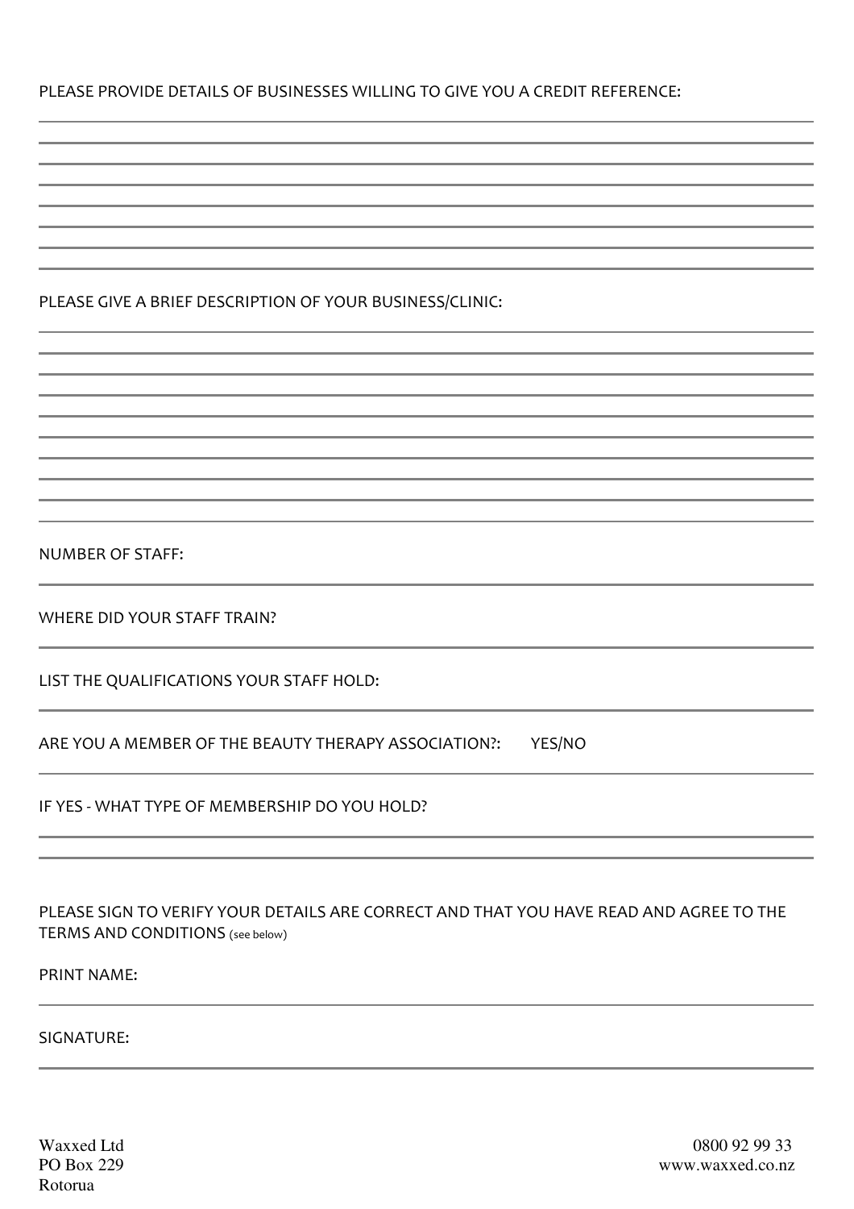PLEASE PROVIDE DETAILS OF BUSINESSES WILLING TO GIVE YOU A CREDIT REFERENCE:

PLEASE GIVE A BRIEF DESCRIPTION OF YOUR BUSINESS/CLINIC:

NUMBER OF STAFF:

WHERE DID YOUR STAFF TRAIN?

LIST THE QUALIFICATIONS YOUR STAFF HOLD:

ARE YOU A MEMBER OF THE BEAUTY THERAPY ASSOCIATION?: YES/NO

IF YES - WHAT TYPE OF MEMBERSHIP DO YOU HOLD?

PLEASE SIGN TO VERIFY YOUR DETAILS ARE CORRECT AND THAT YOU HAVE READ AND AGREE TO THE TERMS AND CONDITIONS (see below)

PRINT NAME:

SIGNATURE:

Waxxed Ltd
PO Box 229
Rotorua

0800 92 99 33
www.waxxed.co.nz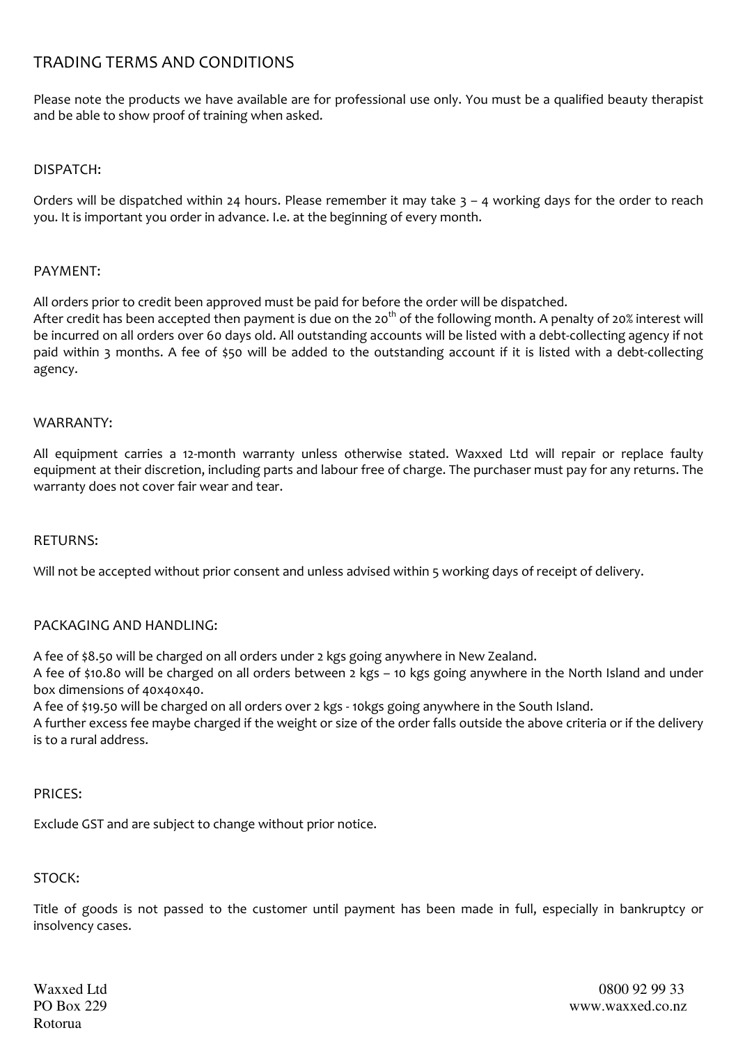# TRADING TERMS AND CONDITIONS

Please note the products we have available are for professional use only. You must be a qualified beauty therapist and be able to show proof of training when asked.

## DISPATCH:

Orders will be dispatched within 24 hours. Please remember it may take 3 – 4 working days for the order to reach you. It is important you order in advance. I.e. at the beginning of every month.

## PAYMENT:

All orders prior to credit been approved must be paid for before the order will be dispatched.
After credit has been accepted then payment is due on the 20th of the following month. A penalty of 20% interest will be incurred on all orders over 60 days old. All outstanding accounts will be listed with a debt-collecting agency if not paid within 3 months. A fee of $50 will be added to the outstanding account if it is listed with a debt-collecting agency.

## WARRANTY:

All equipment carries a 12-month warranty unless otherwise stated. Waxxed Ltd will repair or replace faulty equipment at their discretion, including parts and labour free of charge. The purchaser must pay for any returns. The warranty does not cover fair wear and tear.

## RETURNS:

Will not be accepted without prior consent and unless advised within 5 working days of receipt of delivery.

## PACKAGING AND HANDLING:

A fee of $8.50 will be charged on all orders under 2 kgs going anywhere in New Zealand.
A fee of $10.80 will be charged on all orders between 2 kgs – 10 kgs going anywhere in the North Island and under box dimensions of 40x40x40.
A fee of $19.50 will be charged on all orders over 2 kgs - 10kgs going anywhere in the South Island.
A further excess fee maybe charged if the weight or size of the order falls outside the above criteria or if the delivery is to a rural address.

## PRICES:

Exclude GST and are subject to change without prior notice.

## STOCK:

Title of goods is not passed to the customer until payment has been made in full, especially in bankruptcy or insolvency cases.

Waxxed Ltd
PO Box 229
Rotorua

0800 92 99 33
www.waxxed.co.nz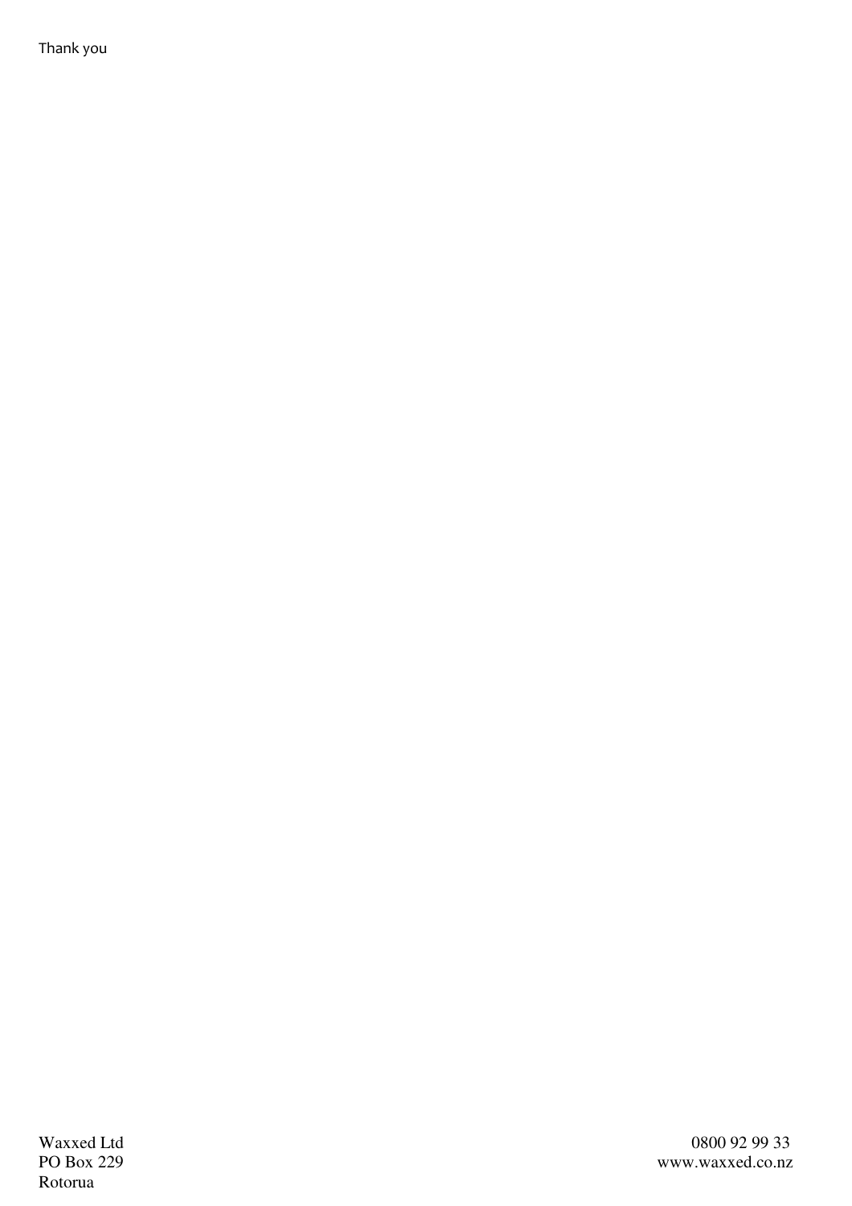Thank you

Waxxed Ltd
PO Box 229
Rotorua

0800 92 99 33
www.waxxed.co.nz